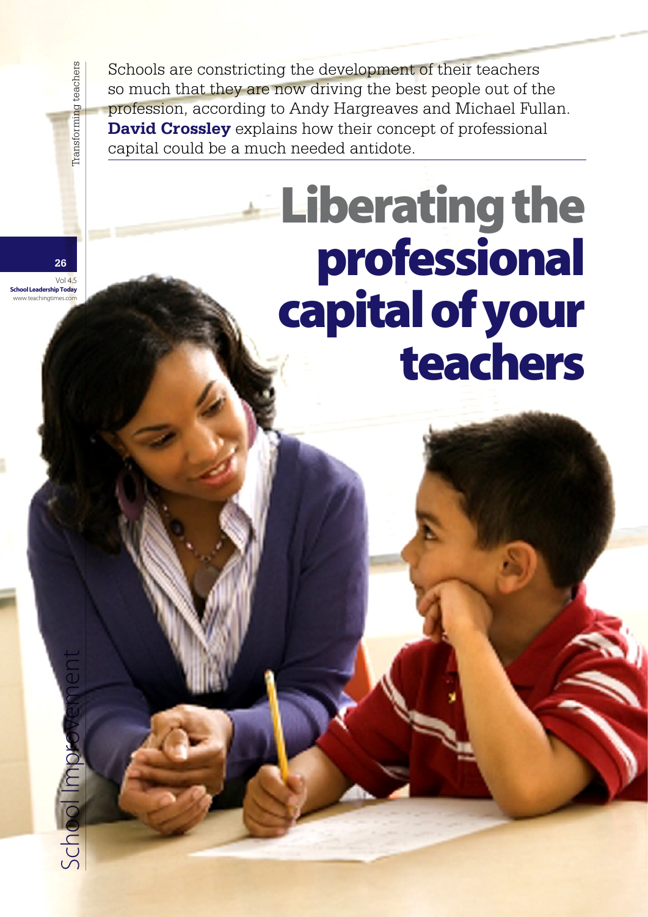# Liberating the professional capital of your teachers

Schools are constricting the development of their teachers so much that they are now driving the best people out of the profession, according to Andy Hargreaves and Michael Fullan. **David Crossley** explains how their concept of professional capital could be a much needed antidote.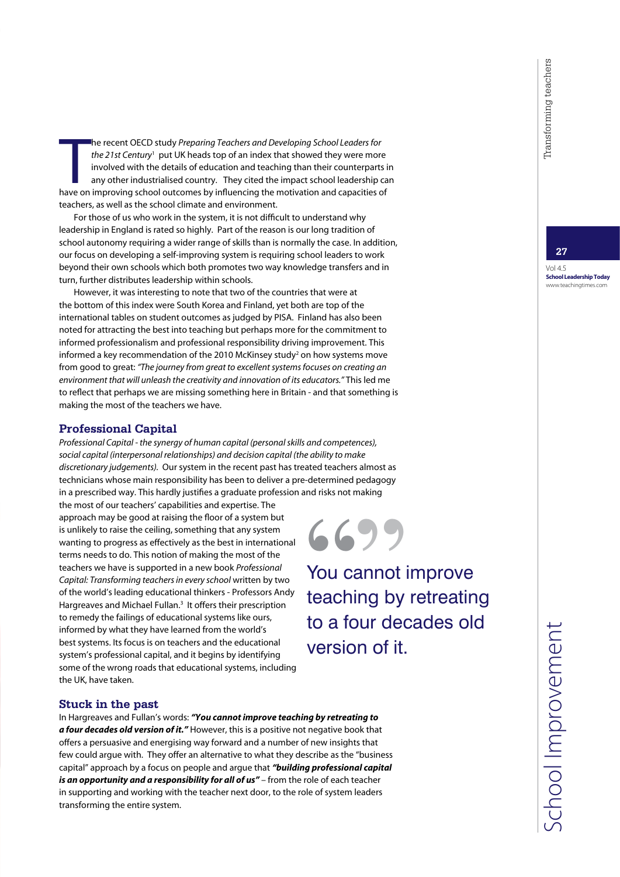The recent OECD study *Preparing Teachers and Developing School Leaders for the 21st Century*[1] put UK heads top of an index that showed they were more involved with the details of education and teaching than their counterparts in any other industrialised country. They cited the impact school leadership can have on improving school outcomes by influencing the motivation and capacities of teachers, as well as the school climate and environment.

For those of us who work in the system, it is not difficult to understand why leadership in England is rated so highly. Part of the reason is our long tradition of school autonomy requiring a wider range of skills than is normally the case. In addition, our focus on developing a self-improving system is requiring school leaders to work beyond their own schools which both promotes two way knowledge transfers and in turn, further distributes leadership within schools.

However, it was interesting to note that two of the countries that were at the bottom of this index were South Korea and Finland, yet both are top of the international tables on student outcomes as judged by PISA. Finland has also been noted for attracting the best into teaching but perhaps more for the commitment to informed professionalism and professional responsibility driving improvement. This informed a key recommendation of the 2010 McKinsey study[2] on how systems move from good to great: *"The journey from great to excellent systems focuses on creating an environment that will unleash the creativity and innovation of its educators."* This led me to reflect that perhaps we are missing something here in Britain - and that something is making the most of the teachers we have.

## Professional Capital

*Professional Capital - the synergy of human capital (personal skills and competences), social capital (interpersonal relationships) and decision capital (the ability to make discretionary judgements).* Our system in the recent past has treated teachers almost as technicians whose main responsibility has been to deliver a pre-determined pedagogy in a prescribed way. This hardly justifies a graduate profession and risks not making the most of our teachers' capabilities and expertise. The approach may be good at raising the floor of a system but is unlikely to raise the ceiling, something that any system wanting to progress as effectively as the best in international terms needs to do. This notion of making the most of the teachers we have is supported in a new book *Professional Capital: Transforming teachers in every school* written by two of the world's leading educational thinkers - Professors Andy Hargreaves and Michael Fullan.[3] It offers their prescription to remedy the failings of educational systems like ours, informed by what they have learned from the world's best systems. Its focus is on teachers and the educational system's professional capital, and it begins by identifying some of the wrong roads that educational systems, including the UK, have taken.

> You cannot improve teaching by retreating to a four decades old version of it.

## Stuck in the past

In Hargreaves and Fullan's words: ***"You cannot improve teaching by retreating to a four decades old version of it."*** However, this is a positive not negative book that offers a persuasive and energising way forward and a number of new insights that few could argue with. They offer an alternative to what they describe as the "business capital" approach by a focus on people and argue that ***"building professional capital is an opportunity and a responsibility for all of us"*** – from the role of each teacher in supporting and working with the teacher next door, to the role of system leaders transforming the entire system.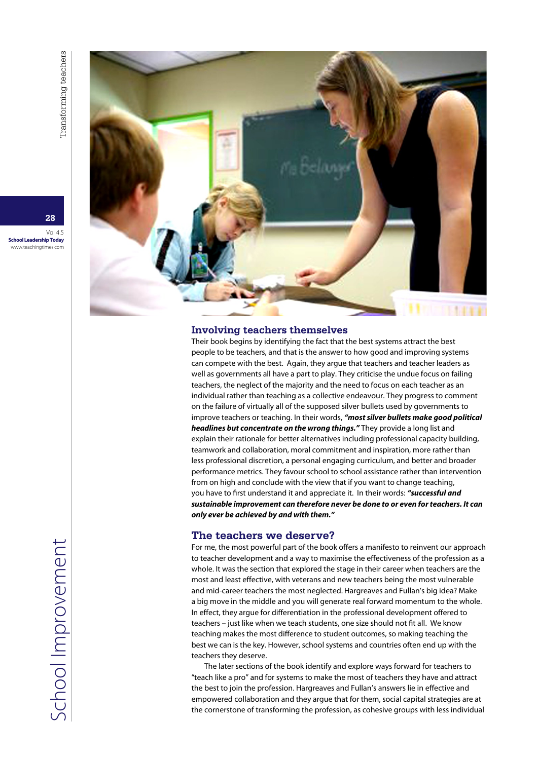## Involving teachers themselves

Their book begins by identifying the fact that the best systems attract the best people to be teachers, and that is the answer to how good and improving systems can compete with the best. Again, they argue that teachers and teacher leaders as well as governments all have a part to play. They criticise the undue focus on failing teachers, the neglect of the majority and the need to focus on each teacher as an individual rather than teaching as a collective endeavour. They progress to comment on the failure of virtually all of the supposed silver bullets used by governments to improve teachers or teaching. In their words, ***"most silver bullets make good political headlines but concentrate on the wrong things."*** They provide a long list and explain their rationale for better alternatives including professional capacity building, teamwork and collaboration, moral commitment and inspiration, more rather than less professional discretion, a personal engaging curriculum, and better and broader performance metrics. They favour school to school assistance rather than intervention from on high and conclude with the view that if you want to change teaching, you have to first understand it and appreciate it. In their words: ***"successful and sustainable improvement can therefore never be done to or even for teachers. It can only ever be achieved by and with them."***

## The teachers we deserve?

For me, the most powerful part of the book offers a manifesto to reinvent our approach to teacher development and a way to maximise the effectiveness of the profession as a whole. It was the section that explored the stage in their career when teachers are the most and least effective, with veterans and new teachers being the most vulnerable and mid-career teachers the most neglected. Hargreaves and Fullan's big idea? Make a big move in the middle and you will generate real forward momentum to the whole. In effect, they argue for differentiation in the professional development offered to teachers – just like when we teach students, one size should not fit all. We know teaching makes the most difference to student outcomes, so making teaching the best we can is the key. However, school systems and countries often end up with the teachers they deserve.

The later sections of the book identify and explore ways forward for teachers to "teach like a pro" and for systems to make the most of teachers they have and attract the best to join the profession. Hargreaves and Fullan's answers lie in effective and empowered collaboration and they argue that for them, social capital strategies are at the cornerstone of transforming the profession, as cohesive groups with less individual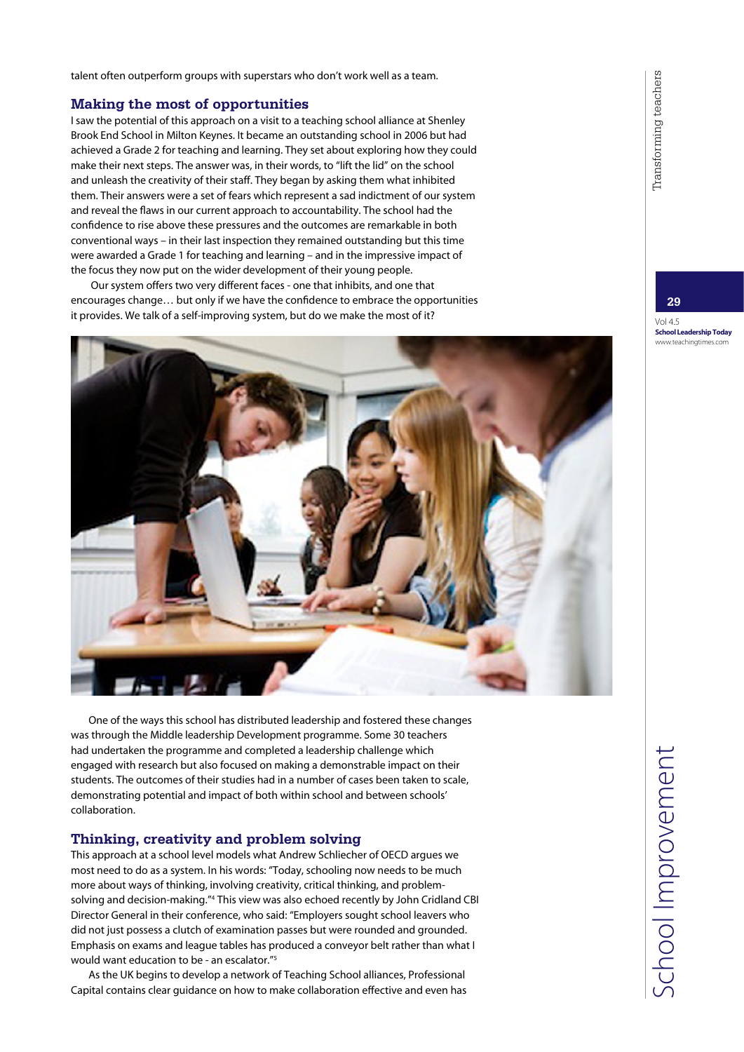talent often outperform groups with superstars who don't work well as a team.

## Making the most of opportunities

I saw the potential of this approach on a visit to a teaching school alliance at Shenley Brook End School in Milton Keynes. It became an outstanding school in 2006 but had achieved a Grade 2 for teaching and learning. They set about exploring how they could make their next steps. The answer was, in their words, to "lift the lid" on the school and unleash the creativity of their staff. They began by asking them what inhibited them. Their answers were a set of fears which represent a sad indictment of our system and reveal the flaws in our current approach to accountability. The school had the confidence to rise above these pressures and the outcomes are remarkable in both conventional ways – in their last inspection they remained outstanding but this time were awarded a Grade 1 for teaching and learning – and in the impressive impact of the focus they now put on the wider development of their young people.

Our system offers two very different faces - one that inhibits, and one that encourages change… but only if we have the confidence to embrace the opportunities it provides. We talk of a self-improving system, but do we make the most of it?

One of the ways this school has distributed leadership and fostered these changes was through the Middle leadership Development programme. Some 30 teachers had undertaken the programme and completed a leadership challenge which engaged with research but also focused on making a demonstrable impact on their students. The outcomes of their studies had in a number of cases been taken to scale, demonstrating potential and impact of both within school and between schools' collaboration.

## Thinking, creativity and problem solving

This approach at a school level models what Andrew Schliecher of OECD argues we most need to do as a system. In his words: "Today, schooling now needs to be much more about ways of thinking, involving creativity, critical thinking, and problem-solving and decision-making."[4] This view was also echoed recently by John Cridland CBI Director General in their conference, who said: "Employers sought school leavers who did not just possess a clutch of examination passes but were rounded and grounded. Emphasis on exams and league tables has produced a conveyor belt rather than what I would want education to be - an escalator."[5]

As the UK begins to develop a network of Teaching School alliances, Professional Capital contains clear guidance on how to make collaboration effective and even has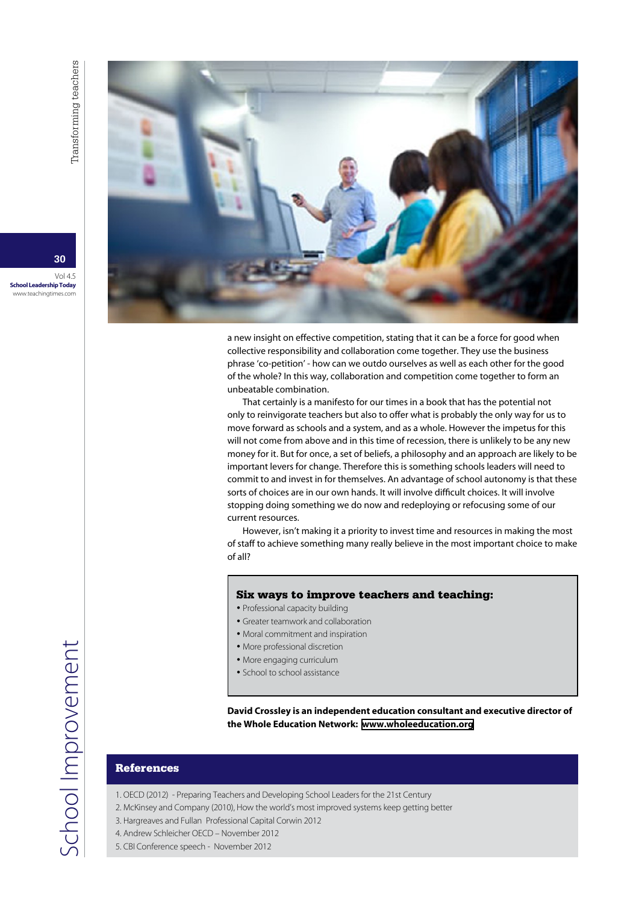a new insight on effective competition, stating that it can be a force for good when collective responsibility and collaboration come together. They use the business phrase 'co-petition' - how can we outdo ourselves as well as each other for the good of the whole? In this way, collaboration and competition come together to form an unbeatable combination.

That certainly is a manifesto for our times in a book that has the potential not only to reinvigorate teachers but also to offer what is probably the only way for us to move forward as schools and a system, and as a whole. However the impetus for this will not come from above and in this time of recession, there is unlikely to be any new money for it. But for once, a set of beliefs, a philosophy and an approach are likely to be important levers for change. Therefore this is something schools leaders will need to commit to and invest in for themselves. An advantage of school autonomy is that these sorts of choices are in our own hands. It will involve difficult choices. It will involve stopping doing something we do now and redeploying or refocusing some of our current resources.

However, isn't making it a priority to invest time and resources in making the most of staff to achieve something many really believe in the most important choice to make of all?

### Six ways to improve teachers and teaching:

- Professional capacity building
- Greater teamwork and collaboration
- Moral commitment and inspiration
- More professional discretion
- More engaging curriculum
- School to school assistance

**David Crossley is an independent education consultant and executive director of the Whole Education Network: www.wholeeducation.org**

## References

1. OECD (2012) - Preparing Teachers and Developing School Leaders for the 21st Century
2. McKinsey and Company (2010), How the world's most improved systems keep getting better
3. Hargreaves and Fullan Professional Capital Corwin 2012
4. Andrew Schleicher OECD – November 2012
5. CBI Conference speech - November 2012